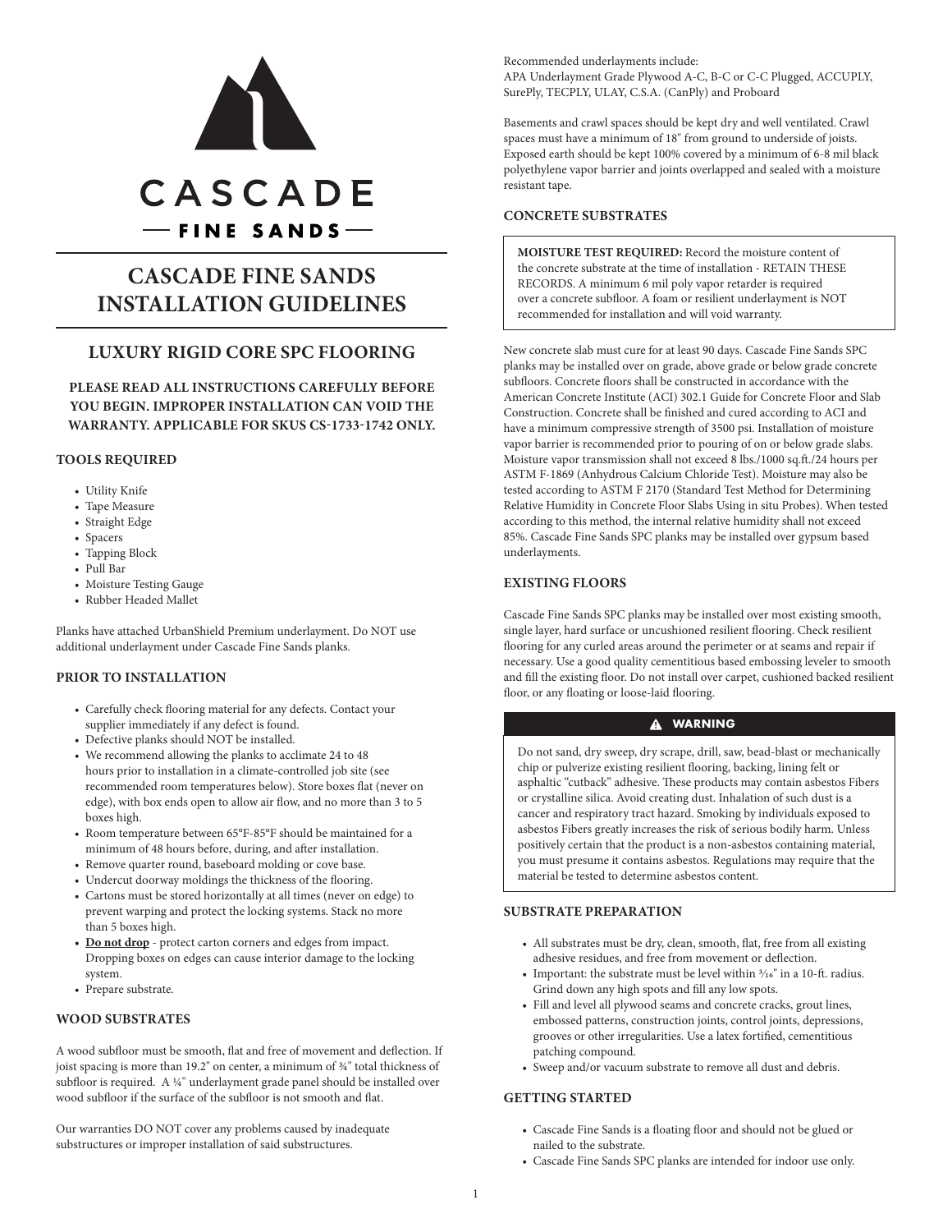CASCADE

FINE SANDS

# CASCADE FINE SANDS INSTALLATION GUIDELINES

## LUXURY RIGID CORE SPC FLOORING

**PLEASE READ ALL INSTRUCTIONS CAREFULLY BEFORE YOU BEGIN. IMPROPER INSTALLATION CAN VOID THE WARRANTY. APPLICABLE FOR SKUS CS-1733-1742 ONLY.**

### TOOLS REQUIRED

- Utility Knife
- Tape Measure
- Straight Edge
- Spacers
- Tapping Block
- Pull Bar
- Moisture Testing Gauge
- Rubber Headed Mallet

Planks have attached UrbanShield Premium underlayment. Do NOT use additional underlayment under Cascade Fine Sands planks.

### PRIOR TO INSTALLATION

- Carefully check flooring material for any defects. Contact your supplier immediately if any defect is found.
- Defective planks should NOT be installed.
- We recommend allowing the planks to acclimate 24 to 48 hours prior to installation in a climate-controlled job site (see recommended room temperatures below). Store boxes flat (never on edge), with box ends open to allow air flow, and no more than 3 to 5 boxes high.
- Room temperature between 65°F-85°F should be maintained for a minimum of 48 hours before, during, and after installation.
- Remove quarter round, baseboard molding or cove base.
- Undercut doorway moldings the thickness of the flooring.
- Cartons must be stored horizontally at all times (never on edge) to prevent warping and protect the locking systems. Stack no more than 5 boxes high.
- **Do not drop** - protect carton corners and edges from impact. Dropping boxes on edges can cause interior damage to the locking system.
- Prepare substrate.

### WOOD SUBSTRATES

A wood subfloor must be smooth, flat and free of movement and deflection. If joist spacing is more than 19.2" on center, a minimum of ¾" total thickness of subfloor is required. A ¼" underlayment grade panel should be installed over wood subfloor if the surface of the subfloor is not smooth and flat.

Our warranties DO NOT cover any problems caused by inadequate substructures or improper installation of said substructures.

Recommended underlayments include:
APA Underlayment Grade Plywood A-C, B-C or C-C Plugged, ACCUPLY, SurePly, TECPLY, ULAY, C.S.A. (CanPly) and Proboard

Basements and crawl spaces should be kept dry and well ventilated. Crawl spaces must have a minimum of 18" from ground to underside of joists. Exposed earth should be kept 100% covered by a minimum of 6-8 mil black polyethylene vapor barrier and joints overlapped and sealed with a moisture resistant tape.

### CONCRETE SUBSTRATES

**MOISTURE TEST REQUIRED:** Record the moisture content of the concrete substrate at the time of installation - RETAIN THESE RECORDS. A minimum 6 mil poly vapor retarder is required over a concrete subfloor. A foam or resilient underlayment is NOT recommended for installation and will void warranty.

New concrete slab must cure for at least 90 days. Cascade Fine Sands SPC planks may be installed over on grade, above grade or below grade concrete subfloors. Concrete floors shall be constructed in accordance with the American Concrete Institute (ACI) 302.1 Guide for Concrete Floor and Slab Construction. Concrete shall be finished and cured according to ACI and have a minimum compressive strength of 3500 psi. Installation of moisture vapor barrier is recommended prior to pouring of on or below grade slabs. Moisture vapor transmission shall not exceed 8 lbs./1000 sq.ft./24 hours per ASTM F-1869 (Anhydrous Calcium Chloride Test). Moisture may also be tested according to ASTM F 2170 (Standard Test Method for Determining Relative Humidity in Concrete Floor Slabs Using in situ Probes). When tested according to this method, the internal relative humidity shall not exceed 85%. Cascade Fine Sands SPC planks may be installed over gypsum based underlayments.

### EXISTING FLOORS

Cascade Fine Sands SPC planks may be installed over most existing smooth, single layer, hard surface or uncushioned resilient flooring. Check resilient flooring for any curled areas around the perimeter or at seams and repair if necessary. Use a good quality cementitious based embossing leveler to smooth and fill the existing floor. Do not install over carpet, cushioned backed resilient floor, or any floating or loose-laid flooring.

**⚠ WARNING**

Do not sand, dry sweep, dry scrape, drill, saw, bead-blast or mechanically chip or pulverize existing resilient flooring, backing, lining felt or asphaltic "cutback" adhesive. These products may contain asbestos Fibers or crystalline silica. Avoid creating dust. Inhalation of such dust is a cancer and respiratory tract hazard. Smoking by individuals exposed to asbestos Fibers greatly increases the risk of serious bodily harm. Unless positively certain that the product is a non-asbestos containing material, you must presume it contains asbestos. Regulations may require that the material be tested to determine asbestos content.

### SUBSTRATE PREPARATION

- All substrates must be dry, clean, smooth, flat, free from all existing adhesive residues, and free from movement or deflection.
- Important: the substrate must be level within 3⁄16" in a 10-ft. radius. Grind down any high spots and fill any low spots.
- Fill and level all plywood seams and concrete cracks, grout lines, embossed patterns, construction joints, control joints, depressions, grooves or other irregularities. Use a latex fortified, cementitious patching compound.
- Sweep and/or vacuum substrate to remove all dust and debris.

### GETTING STARTED

- Cascade Fine Sands is a floating floor and should not be glued or nailed to the substrate.
- Cascade Fine Sands SPC planks are intended for indoor use only.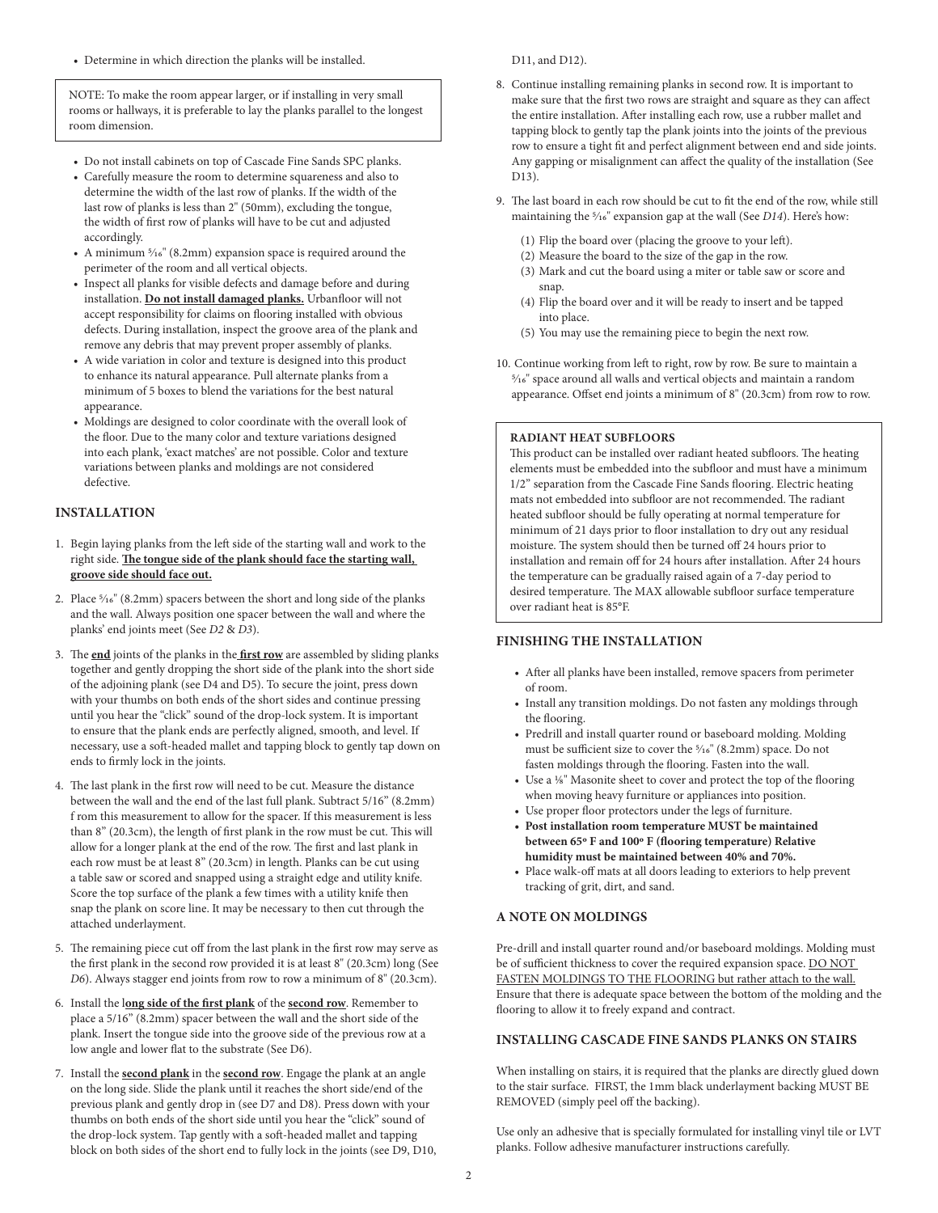- Determine in which direction the planks will be installed.

> NOTE: To make the room appear larger, or if installing in very small rooms or hallways, it is preferable to lay the planks parallel to the longest room dimension.

- Do not install cabinets on top of Cascade Fine Sands SPC planks.
- Carefully measure the room to determine squareness and also to determine the width of the last row of planks. If the width of the last row of planks is less than 2" (50mm), excluding the tongue, the width of first row of planks will have to be cut and adjusted accordingly.
- A minimum 5⁄16" (8.2mm) expansion space is required around the perimeter of the room and all vertical objects.
- Inspect all planks for visible defects and damage before and during installation. **Do not install damaged planks.** Urbanfloor will not accept responsibility for claims on flooring installed with obvious defects. During installation, inspect the groove area of the plank and remove any debris that may prevent proper assembly of planks.
- A wide variation in color and texture is designed into this product to enhance its natural appearance. Pull alternate planks from a minimum of 5 boxes to blend the variations for the best natural appearance.
- Moldings are designed to color coordinate with the overall look of the floor. Due to the many color and texture variations designed into each plank, 'exact matches' are not possible. Color and texture variations between planks and moldings are not considered defective.

## INSTALLATION

1. Begin laying planks from the left side of the starting wall and work to the right side. **The tongue side of the plank should face the starting wall, groove side should face out.**
2. Place 5⁄16" (8.2mm) spacers between the short and long side of the planks and the wall. Always position one spacer between the wall and where the planks' end joints meet (See *D2* & *D3*).
3. The **end** joints of the planks in the **first row** are assembled by sliding planks together and gently dropping the short side of the plank into the short side of the adjoining plank (see D4 and D5). To secure the joint, press down with your thumbs on both ends of the short sides and continue pressing until you hear the "click" sound of the drop-lock system. It is important to ensure that the plank ends are perfectly aligned, smooth, and level. If necessary, use a soft-headed mallet and tapping block to gently tap down on ends to firmly lock in the joints.
4. The last plank in the first row will need to be cut. Measure the distance between the wall and the end of the last full plank. Subtract 5/16" (8.2mm) f rom this measurement to allow for the spacer. If this measurement is less than 8" (20.3cm), the length of first plank in the row must be cut. This will allow for a longer plank at the end of the row. The first and last plank in each row must be at least 8" (20.3cm) in length. Planks can be cut using a table saw or scored and snapped using a straight edge and utility knife. Score the top surface of the plank a few times with a utility knife then snap the plank on score line. It may be necessary to then cut through the attached underlayment.
5. The remaining piece cut off from the last plank in the first row may serve as the first plank in the second row provided it is at least 8" (20.3cm) long (See *D6*). Always stagger end joints from row to row a minimum of 8" (20.3cm).
6. Install the **long side of the first plank** of the **second row**. Remember to place a 5/16" (8.2mm) spacer between the wall and the short side of the plank. Insert the tongue side into the groove side of the previous row at a low angle and lower flat to the substrate (See D6).
7. Install the **second plank** in the **second row**. Engage the plank at an angle on the long side. Slide the plank until it reaches the short side/end of the previous plank and gently drop in (see D7 and D8). Press down with your thumbs on both ends of the short side until you hear the "click" sound of the drop-lock system. Tap gently with a soft-headed mallet and tapping block on both sides of the short end to fully lock in the joints (see D9, D10, D11, and D12).
8. Continue installing remaining planks in second row. It is important to make sure that the first two rows are straight and square as they can affect the entire installation. After installing each row, use a rubber mallet and tapping block to gently tap the plank joints into the joints of the previous row to ensure a tight fit and perfect alignment between end and side joints. Any gapping or misalignment can affect the quality of the installation (See D13).
9. The last board in each row should be cut to fit the end of the row, while still maintaining the 5⁄16" expansion gap at the wall (See *D14*). Here's how:
   (1) Flip the board over (placing the groove to your left).
   (2) Measure the board to the size of the gap in the row.
   (3) Mark and cut the board using a miter or table saw or score and snap.
   (4) Flip the board over and it will be ready to insert and be tapped into place.
   (5) You may use the remaining piece to begin the next row.
10. Continue working from left to right, row by row. Be sure to maintain a 5⁄16" space around all walls and vertical objects and maintain a random appearance. Offset end joints a minimum of 8" (20.3cm) from row to row.

> **RADIANT HEAT SUBFLOORS**
>
> This product can be installed over radiant heated subfloors. The heating elements must be embedded into the subfloor and must have a minimum 1/2" separation from the Cascade Fine Sands flooring. Electric heating mats not embedded into subfloor are not recommended. The radiant heated subfloor should be fully operating at normal temperature for minimum of 21 days prior to floor installation to dry out any residual moisture. The system should then be turned off 24 hours prior to installation and remain off for 24 hours after installation. After 24 hours the temperature can be gradually raised again of a 7-day period to desired temperature. The MAX allowable subfloor surface temperature over radiant heat is 85°F.

## FINISHING THE INSTALLATION

- After all planks have been installed, remove spacers from perimeter of room.
- Install any transition moldings. Do not fasten any moldings through the flooring.
- Predrill and install quarter round or baseboard molding. Molding must be sufficient size to cover the 5⁄16" (8.2mm) space. Do not fasten moldings through the flooring. Fasten into the wall.
- Use a ⅛" Masonite sheet to cover and protect the top of the flooring when moving heavy furniture or appliances into position.
- Use proper floor protectors under the legs of furniture.
- **Post installation room temperature MUST be maintained between 65° F and 100° F (flooring temperature) Relative humidity must be maintained between 40% and 70%.**
- Place walk-off mats at all doors leading to exteriors to help prevent tracking of grit, dirt, and sand.

## A NOTE ON MOLDINGS

Pre-drill and install quarter round and/or baseboard moldings. Molding must be of sufficient thickness to cover the required expansion space. DO NOT FASTEN MOLDINGS TO THE FLOORING but rather attach to the wall. Ensure that there is adequate space between the bottom of the molding and the flooring to allow it to freely expand and contract.

## INSTALLING CASCADE FINE SANDS PLANKS ON STAIRS

When installing on stairs, it is required that the planks are directly glued down to the stair surface. FIRST, the 1mm black underlayment backing MUST BE REMOVED (simply peel off the backing).

Use only an adhesive that is specially formulated for installing vinyl tile or LVT planks. Follow adhesive manufacturer instructions carefully.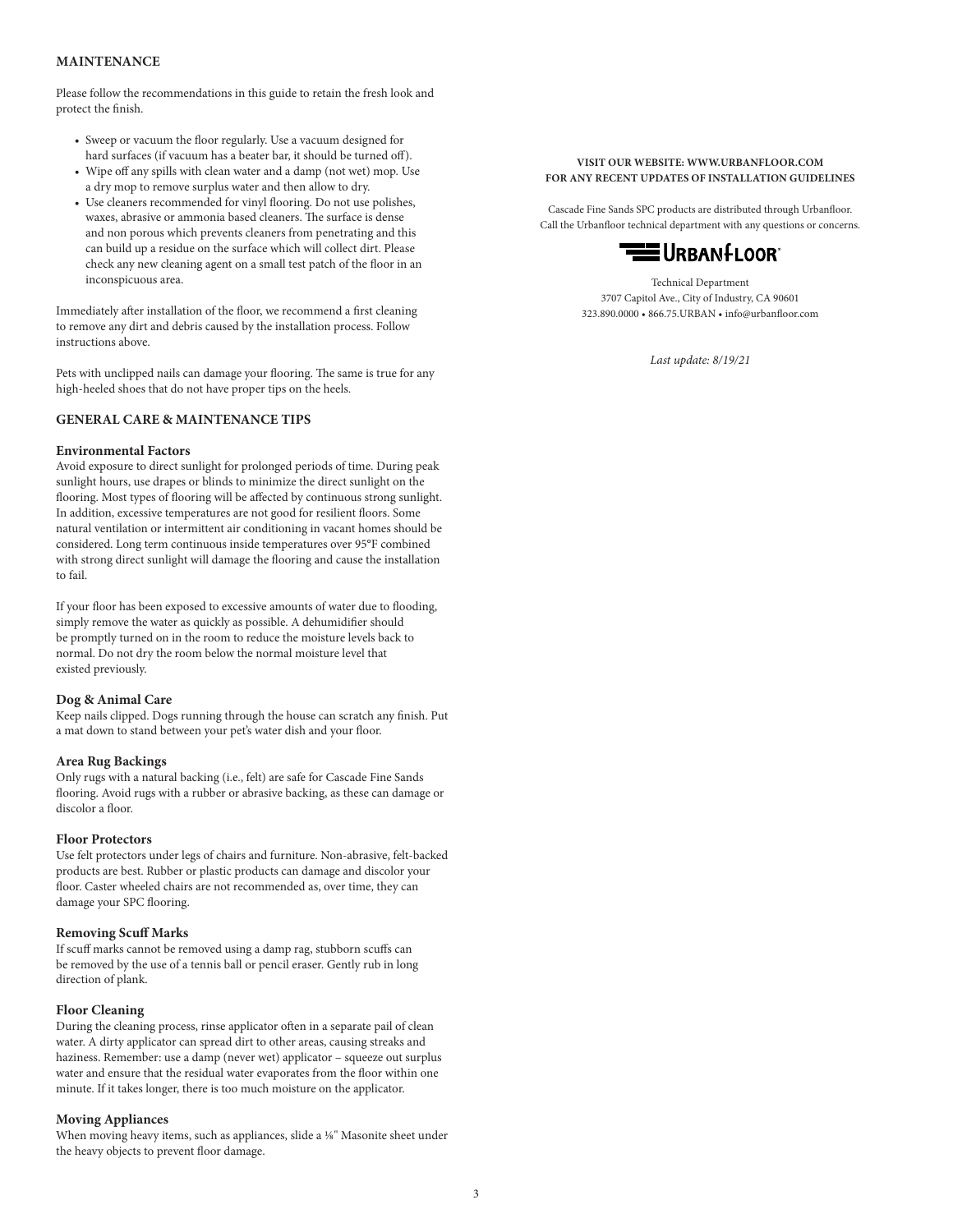## MAINTENANCE

Please follow the recommendations in this guide to retain the fresh look and protect the finish.

- Sweep or vacuum the floor regularly. Use a vacuum designed for hard surfaces (if vacuum has a beater bar, it should be turned off).
- Wipe off any spills with clean water and a damp (not wet) mop. Use a dry mop to remove surplus water and then allow to dry.
- Use cleaners recommended for vinyl flooring. Do not use polishes, waxes, abrasive or ammonia based cleaners. The surface is dense and non porous which prevents cleaners from penetrating and this can build up a residue on the surface which will collect dirt. Please check any new cleaning agent on a small test patch of the floor in an inconspicuous area.

Immediately after installation of the floor, we recommend a first cleaning to remove any dirt and debris caused by the installation process. Follow instructions above.

Pets with unclipped nails can damage your flooring. The same is true for any high-heeled shoes that do not have proper tips on the heels.

## GENERAL CARE & MAINTENANCE TIPS

### Environmental Factors

Avoid exposure to direct sunlight for prolonged periods of time. During peak sunlight hours, use drapes or blinds to minimize the direct sunlight on the flooring. Most types of flooring will be affected by continuous strong sunlight. In addition, excessive temperatures are not good for resilient floors. Some natural ventilation or intermittent air conditioning in vacant homes should be considered. Long term continuous inside temperatures over 95°F combined with strong direct sunlight will damage the flooring and cause the installation to fail.

If your floor has been exposed to excessive amounts of water due to flooding, simply remove the water as quickly as possible. A dehumidifier should be promptly turned on in the room to reduce the moisture levels back to normal. Do not dry the room below the normal moisture level that existed previously.

### Dog & Animal Care

Keep nails clipped. Dogs running through the house can scratch any finish. Put a mat down to stand between your pet's water dish and your floor.

### Area Rug Backings

Only rugs with a natural backing (i.e., felt) are safe for Cascade Fine Sands flooring. Avoid rugs with a rubber or abrasive backing, as these can damage or discolor a floor.

### Floor Protectors

Use felt protectors under legs of chairs and furniture. Non-abrasive, felt-backed products are best. Rubber or plastic products can damage and discolor your floor. Caster wheeled chairs are not recommended as, over time, they can damage your SPC flooring.

### Removing Scuff Marks

If scuff marks cannot be removed using a damp rag, stubborn scuffs can be removed by the use of a tennis ball or pencil eraser. Gently rub in long direction of plank.

### Floor Cleaning

During the cleaning process, rinse applicator often in a separate pail of clean water. A dirty applicator can spread dirt to other areas, causing streaks and haziness. Remember: use a damp (never wet) applicator – squeeze out surplus water and ensure that the residual water evaporates from the floor within one minute. If it takes longer, there is too much moisture on the applicator.

### Moving Appliances

When moving heavy items, such as appliances, slide a ⅛" Masonite sheet under the heavy objects to prevent floor damage.

**VISIT OUR WEBSITE: WWW.URBANFLOOR.COM**
**FOR ANY RECENT UPDATES OF INSTALLATION GUIDELINES**

Cascade Fine Sands SPC products are distributed through Urbanfloor.
Call the Urbanfloor technical department with any questions or concerns.

URBANFLOOR®

Technical Department
3707 Capitol Ave., City of Industry, CA 90601
323.890.0000 • 866.75.URBAN • info@urbanfloor.com

*Last update: 8/19/21*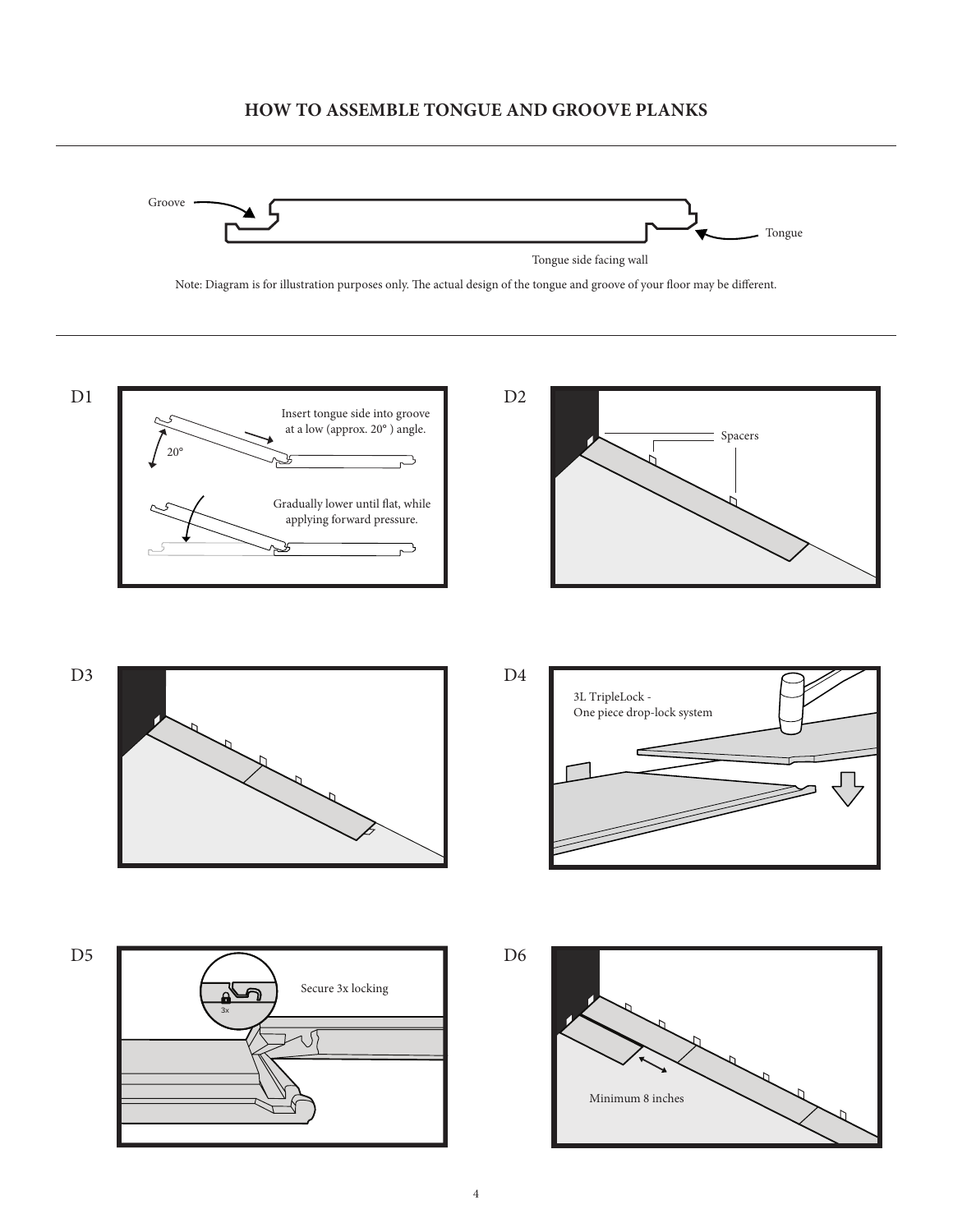# HOW TO ASSEMBLE TONGUE AND GROOVE PLANKS

Groove

Tongue

Tongue side facing wall

Note: Diagram is for illustration purposes only. The actual design of the tongue and groove of your floor may be different.

D1

Insert tongue side into groove at a low (approx. 20° ) angle.

20°

Gradually lower until flat, while applying forward pressure.

D2

Spacers

D3

D4

3L TripleLock - One piece drop-lock system

D5

Secure 3x locking

3x

D6

Minimum 8 inches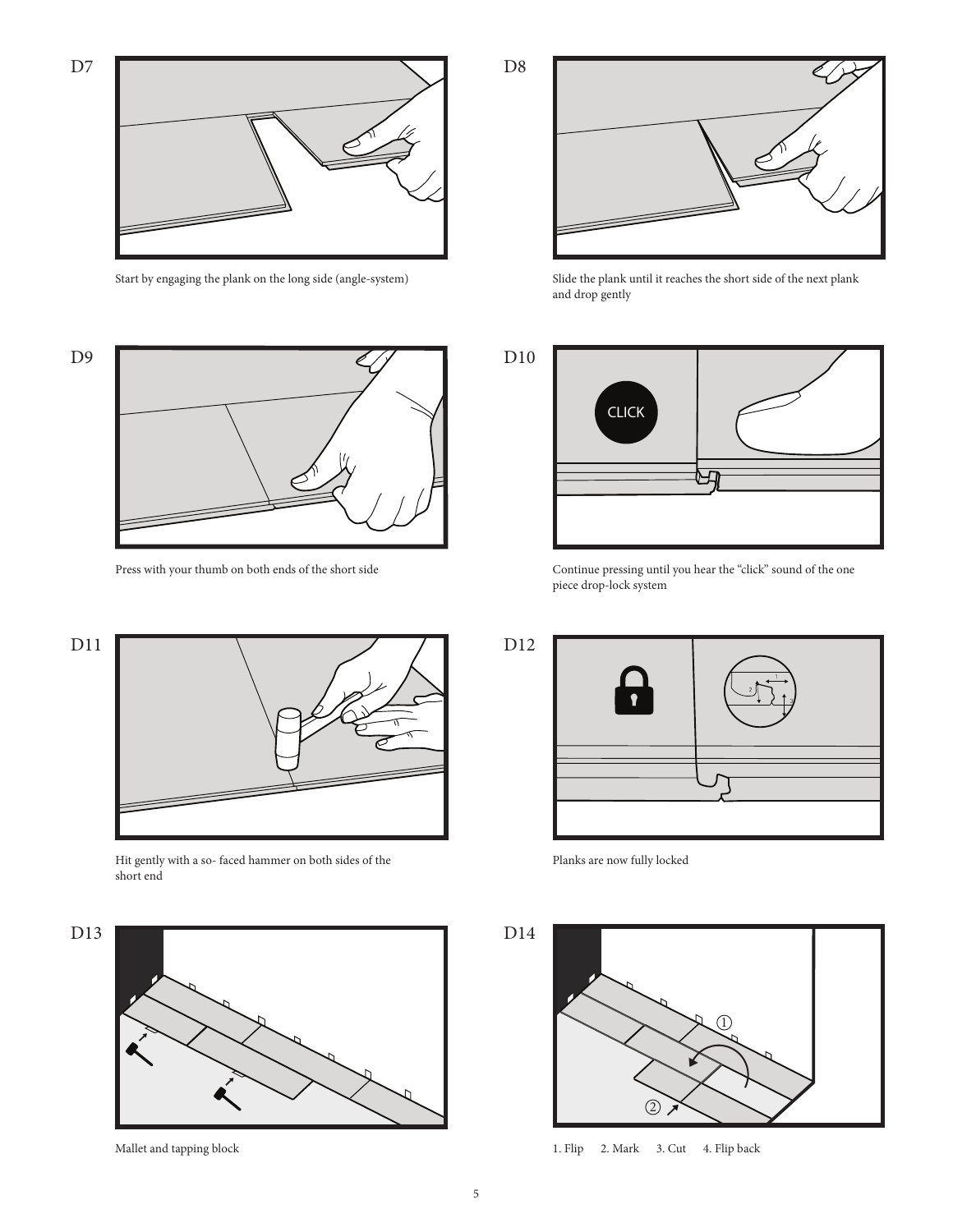D7

Start by engaging the plank on the long side (angle-system)

D8

Slide the plank until it reaches the short side of the next plank and drop gently

D9

Press with your thumb on both ends of the short side

D10

CLICK

Continue pressing until you hear the “click” sound of the one piece drop-lock system

D11

Hit gently with a so- faced hammer on both sides of the short end

D12

Planks are now fully locked

D13

Mallet and tapping block

D14

1. Flip  2. Mark  3. Cut  4. Flip back